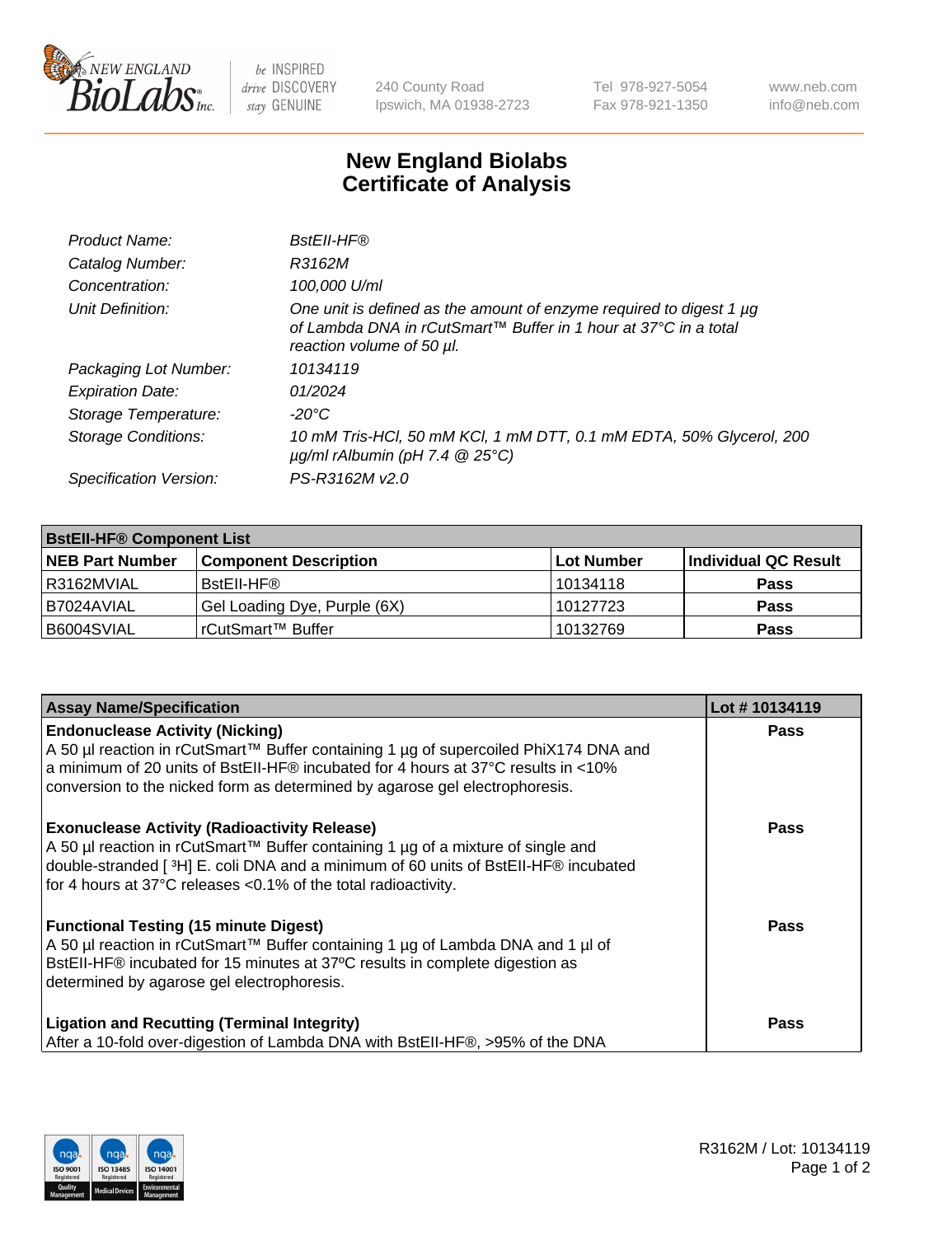# New England Biolabs Certificate of Analysis

| | |
|---|---|
| *Product Name:* | *BstEII-HF®* |
| *Catalog Number:* | *R3162M* |
| *Concentration:* | *100,000 U/ml* |
| *Unit Definition:* | *One unit is defined as the amount of enzyme required to digest 1 µg of Lambda DNA in rCutSmart™ Buffer in 1 hour at 37°C in a total reaction volume of 50 µl.* |
| *Packaging Lot Number:* | *10134119* |
| *Expiration Date:* | *01/2024* |
| *Storage Temperature:* | *-20°C* |
| *Storage Conditions:* | *10 mM Tris-HCl, 50 mM KCl, 1 mM DTT, 0.1 mM EDTA, 50% Glycerol, 200 µg/ml rAlbumin (pH 7.4 @ 25°C)* |
| *Specification Version:* | *PS-R3162M v2.0* |

| **BstEII-HF® Component List** | | | |
|---|---|---|---|
| **NEB Part Number** | **Component Description** | **Lot Number** | **Individual QC Result** |
| R3162MVIAL | BstEII-HF® | 10134118 | **Pass** |
| B7024AVIAL | Gel Loading Dye, Purple (6X) | 10127723 | **Pass** |
| B6004SVIAL | rCutSmart™ Buffer | 10132769 | **Pass** |

| **Assay Name/Specification** | **Lot # 10134119** |
|---|---|
| **Endonuclease Activity (Nicking)** A 50 µl reaction in rCutSmart™ Buffer containing 1 µg of supercoiled PhiX174 DNA and a minimum of 20 units of BstEII-HF® incubated for 4 hours at 37°C results in <10% conversion to the nicked form as determined by agarose gel electrophoresis. | **Pass** |
| **Exonuclease Activity (Radioactivity Release)** A 50 µl reaction in rCutSmart™ Buffer containing 1 µg of a mixture of single and double-stranded [ $^3$H] E. coli DNA and a minimum of 60 units of BstEII-HF® incubated for 4 hours at 37°C releases <0.1% of the total radioactivity. | **Pass** |
| **Functional Testing (15 minute Digest)** A 50 µl reaction in rCutSmart™ Buffer containing 1 µg of Lambda DNA and 1 µl of BstEII-HF® incubated for 15 minutes at 37ºC results in complete digestion as determined by agarose gel electrophoresis. | **Pass** |
| **Ligation and Recutting (Terminal Integrity)** After a 10-fold over-digestion of Lambda DNA with BstEII-HF®, >95% of the DNA | **Pass** |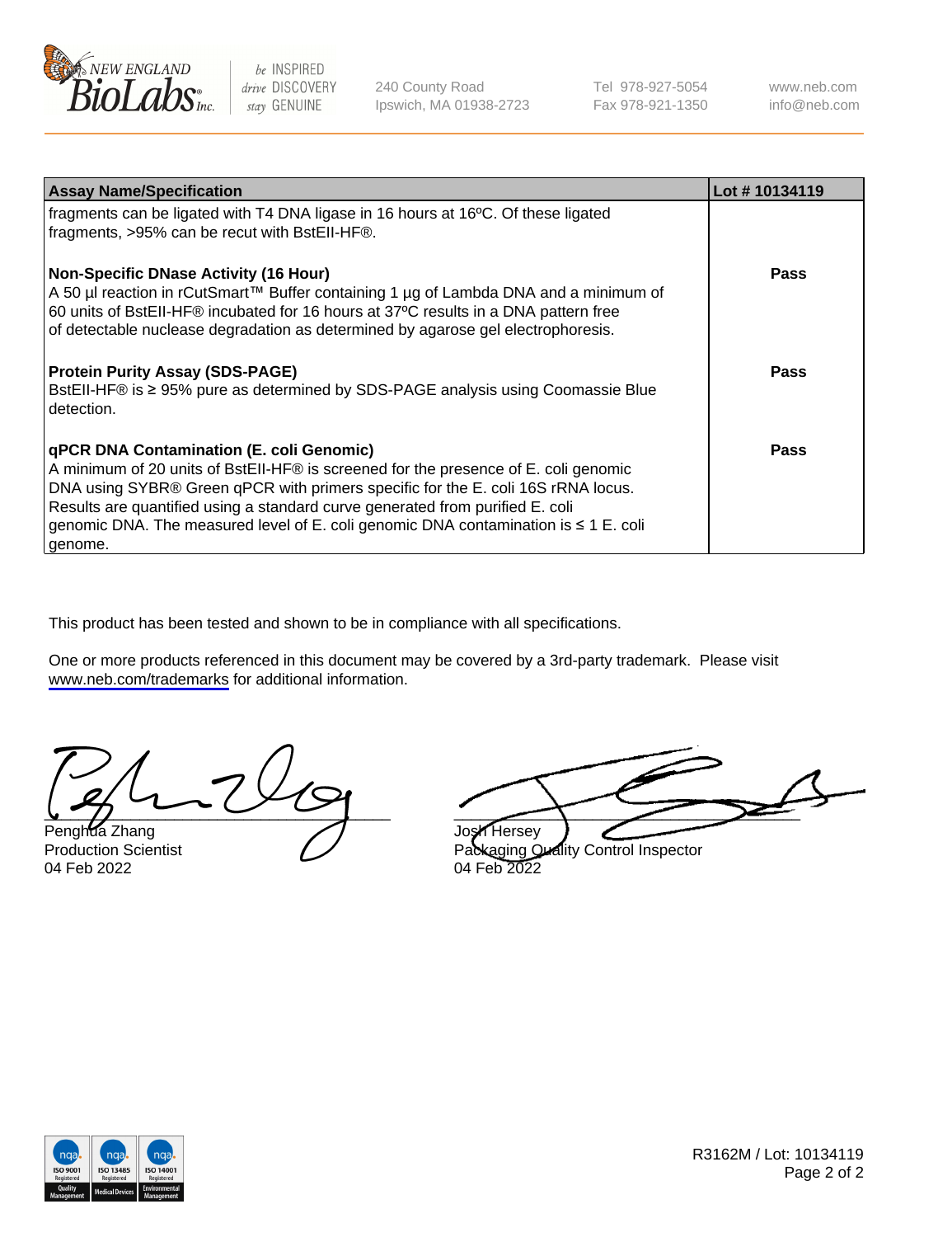| Assay Name/Specification | Lot # 10134119 |
|---|---|
| fragments can be ligated with T4 DNA ligase in 16 hours at 16ºC. Of these ligated fragments, >95% can be recut with BstEII-HF®. | |
| **Non-Specific DNase Activity (16 Hour)**<br>A 50 µl reaction in rCutSmart™ Buffer containing 1 µg of Lambda DNA and a minimum of 60 units of BstEII-HF® incubated for 16 hours at 37ºC results in a DNA pattern free of detectable nuclease degradation as determined by agarose gel electrophoresis. | **Pass** |
| **Protein Purity Assay (SDS-PAGE)**<br>BstEII-HF® is ≥ 95% pure as determined by SDS-PAGE analysis using Coomassie Blue detection. | **Pass** |
| **qPCR DNA Contamination (E. coli Genomic)**<br>A minimum of 20 units of BstEII-HF® is screened for the presence of E. coli genomic DNA using SYBR® Green qPCR with primers specific for the E. coli 16S rRNA locus. Results are quantified using a standard curve generated from purified E. coli genomic DNA. The measured level of E. coli genomic DNA contamination is ≤ 1 E. coli genome. | **Pass** |

This product has been tested and shown to be in compliance with all specifications.

One or more products referenced in this document may be covered by a 3rd-party trademark. Please visit www.neb.com/trademarks for additional information.

Penghua Zhang
Production Scientist
04 Feb 2022

Josh Hersey
Packaging Quality Control Inspector
04 Feb 2022

R3162M / Lot: 10134119